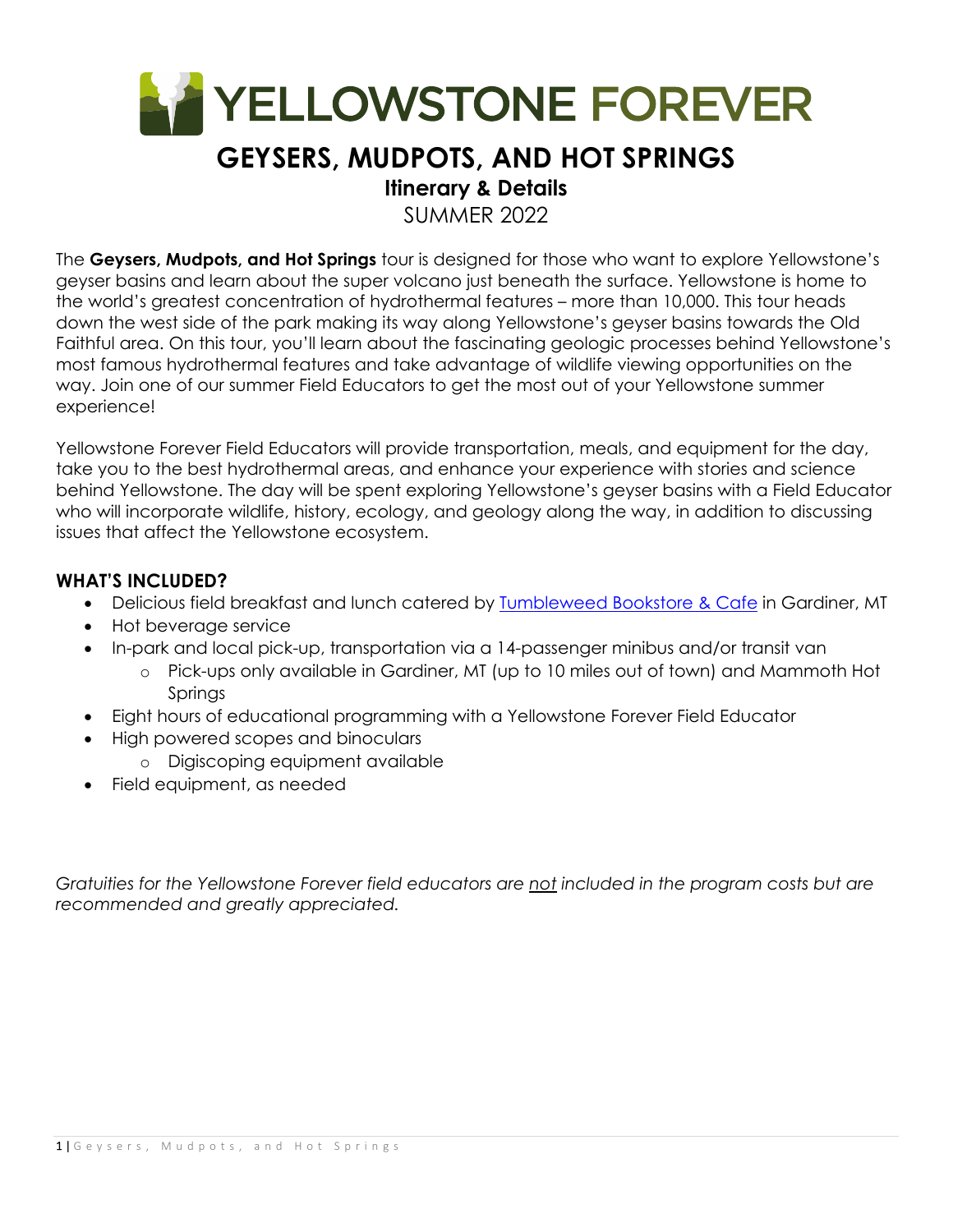# YELLOWSTONE FOREVER

## GEYSERS, MUDPOTS, AND HOT SPRINGS

### Itinerary & Details

SUMMER 2022

The **Geysers, Mudpots, and Hot Springs** tour is designed for those who want to explore Yellowstone's geyser basins and learn about the super volcano just beneath the surface. Yellowstone is home to the world's greatest concentration of hydrothermal features – more than 10,000. This tour heads down the west side of the park making its way along Yellowstone's geyser basins towards the Old Faithful area. On this tour, you'll learn about the fascinating geologic processes behind Yellowstone's most famous hydrothermal features and take advantage of wildlife viewing opportunities on the way. Join one of our summer Field Educators to get the most out of your Yellowstone summer experience!

Yellowstone Forever Field Educators will provide transportation, meals, and equipment for the day, take you to the best hydrothermal areas, and enhance your experience with stories and science behind Yellowstone. The day will be spent exploring Yellowstone's geyser basins with a Field Educator who will incorporate wildlife, history, ecology, and geology along the way, in addition to discussing issues that affect the Yellowstone ecosystem.

### WHAT'S INCLUDED?

- Delicious field breakfast and lunch catered by Tumbleweed Bookstore & Cafe in Gardiner, MT
- Hot beverage service
- In-park and local pick-up, transportation via a 14-passenger minibus and/or transit van
  - Pick-ups only available in Gardiner, MT (up to 10 miles out of town) and Mammoth Hot Springs
- Eight hours of educational programming with a Yellowstone Forever Field Educator
- High powered scopes and binoculars
  - Digiscoping equipment available
- Field equipment, as needed

*Gratuities for the Yellowstone Forever field educators are not included in the program costs but are recommended and greatly appreciated.*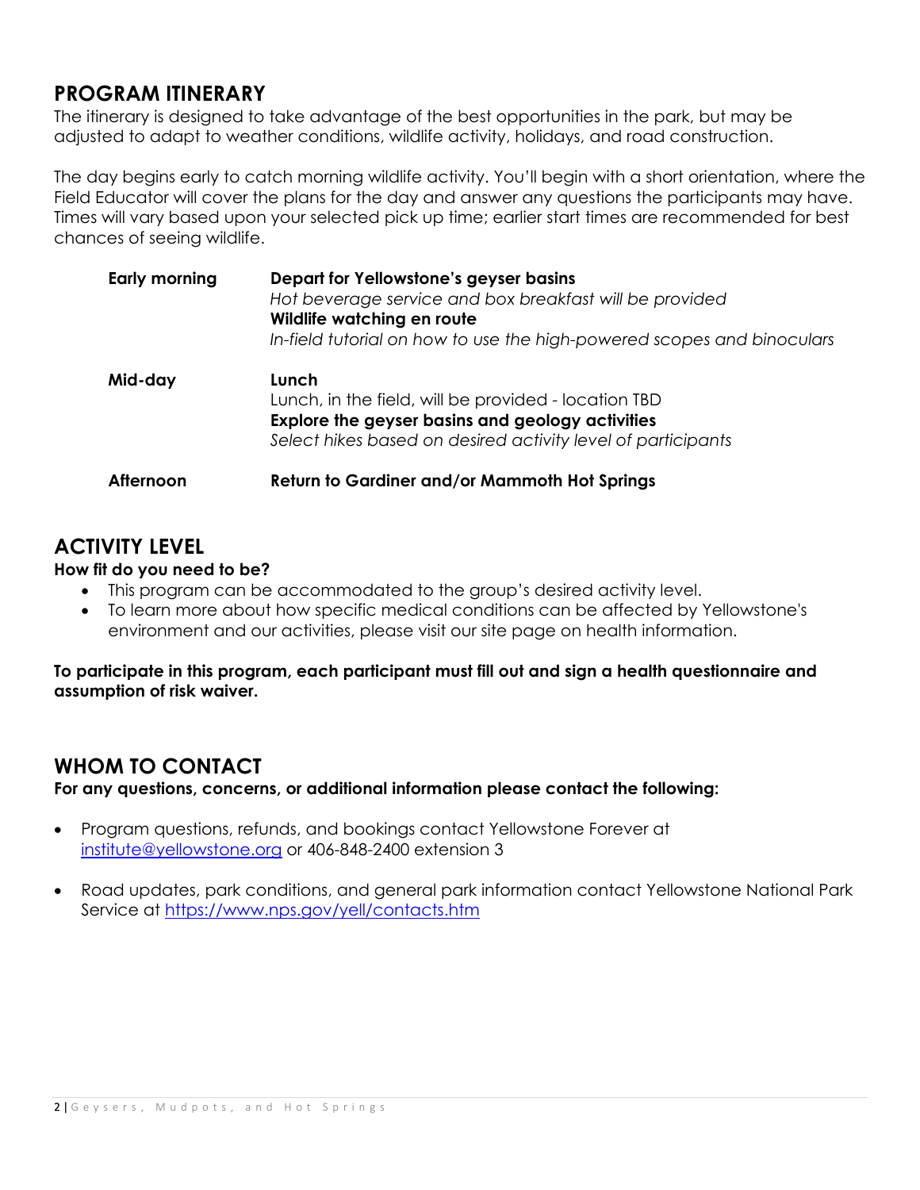## PROGRAM ITINERARY

The itinerary is designed to take advantage of the best opportunities in the park, but may be adjusted to adapt to weather conditions, wildlife activity, holidays, and road construction.

The day begins early to catch morning wildlife activity. You'll begin with a short orientation, where the Field Educator will cover the plans for the day and answer any questions the participants may have. Times will vary based upon your selected pick up time; earlier start times are recommended for best chances of seeing wildlife.

| | |
|---|---|
| **Early morning** | **Depart for Yellowstone's geyser basins**<br>*Hot beverage service and box breakfast will be provided*<br>**Wildlife watching en route**<br>*In-field tutorial on how to use the high-powered scopes and binoculars* |
| **Mid-day** | **Lunch**<br>Lunch, in the field, will be provided - location TBD<br>**Explore the geyser basins and geology activities**<br>*Select hikes based on desired activity level of participants* |
| **Afternoon** | **Return to Gardiner and/or Mammoth Hot Springs** |

## ACTIVITY LEVEL

**How fit do you need to be?**

- This program can be accommodated to the group's desired activity level.
- To learn more about how specific medical conditions can be affected by Yellowstone's environment and our activities, please visit our site page on health information.

**To participate in this program, each participant must fill out and sign a health questionnaire and assumption of risk waiver.**

## WHOM TO CONTACT

**For any questions, concerns, or additional information please contact the following:**

- Program questions, refunds, and bookings contact Yellowstone Forever at institute@yellowstone.org or 406-848-2400 extension 3
- Road updates, park conditions, and general park information contact Yellowstone National Park Service at https://www.nps.gov/yell/contacts.htm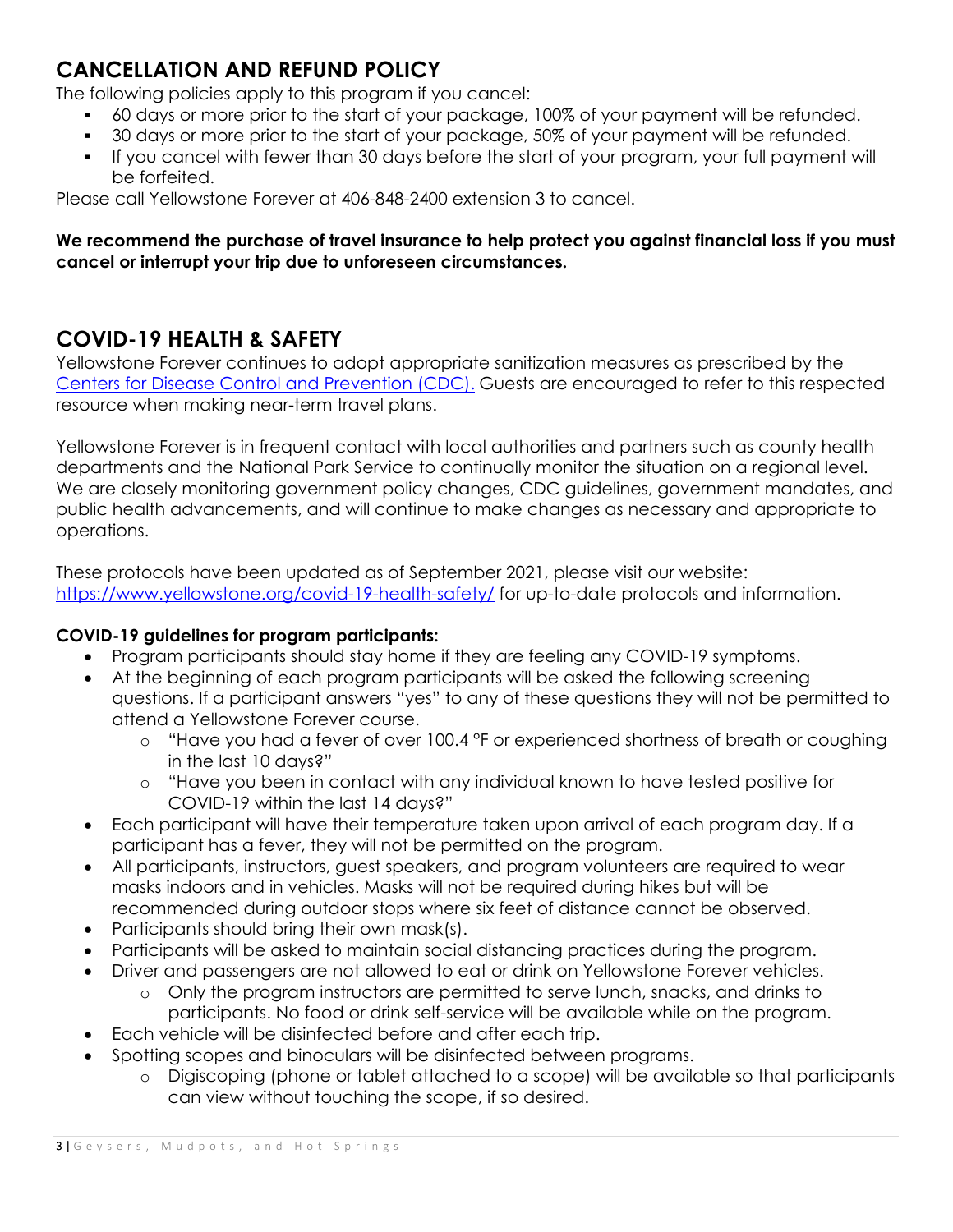## CANCELLATION AND REFUND POLICY

The following policies apply to this program if you cancel:

- 60 days or more prior to the start of your package, 100% of your payment will be refunded.
- 30 days or more prior to the start of your package, 50% of your payment will be refunded.
- If you cancel with fewer than 30 days before the start of your program, your full payment will be forfeited.

Please call Yellowstone Forever at 406-848-2400 extension 3 to cancel.

**We recommend the purchase of travel insurance to help protect you against financial loss if you must cancel or interrupt your trip due to unforeseen circumstances.**

## COVID-19 HEALTH & SAFETY

Yellowstone Forever continues to adopt appropriate sanitization measures as prescribed by the [Centers for Disease Control and Prevention (CDC).](https://www.cdc.gov) Guests are encouraged to refer to this respected resource when making near-term travel plans.

Yellowstone Forever is in frequent contact with local authorities and partners such as county health departments and the National Park Service to continually monitor the situation on a regional level. We are closely monitoring government policy changes, CDC guidelines, government mandates, and public health advancements, and will continue to make changes as necessary and appropriate to operations.

These protocols have been updated as of September 2021, please visit our website: [https://www.yellowstone.org/covid-19-health-safety/](https://www.yellowstone.org/covid-19-health-safety/) for up-to-date protocols and information.

**COVID-19 guidelines for program participants:**

- Program participants should stay home if they are feeling any COVID-19 symptoms.
- At the beginning of each program participants will be asked the following screening questions. If a participant answers "yes" to any of these questions they will not be permitted to attend a Yellowstone Forever course.
  - "Have you had a fever of over 100.4 °F or experienced shortness of breath or coughing in the last 10 days?"
  - "Have you been in contact with any individual known to have tested positive for COVID-19 within the last 14 days?"
- Each participant will have their temperature taken upon arrival of each program day. If a participant has a fever, they will not be permitted on the program.
- All participants, instructors, guest speakers, and program volunteers are required to wear masks indoors and in vehicles. Masks will not be required during hikes but will be recommended during outdoor stops where six feet of distance cannot be observed.
- Participants should bring their own mask(s).
- Participants will be asked to maintain social distancing practices during the program.
- Driver and passengers are not allowed to eat or drink on Yellowstone Forever vehicles.
  - Only the program instructors are permitted to serve lunch, snacks, and drinks to participants. No food or drink self-service will be available while on the program.
- Each vehicle will be disinfected before and after each trip.
- Spotting scopes and binoculars will be disinfected between programs.
  - Digiscoping (phone or tablet attached to a scope) will be available so that participants can view without touching the scope, if so desired.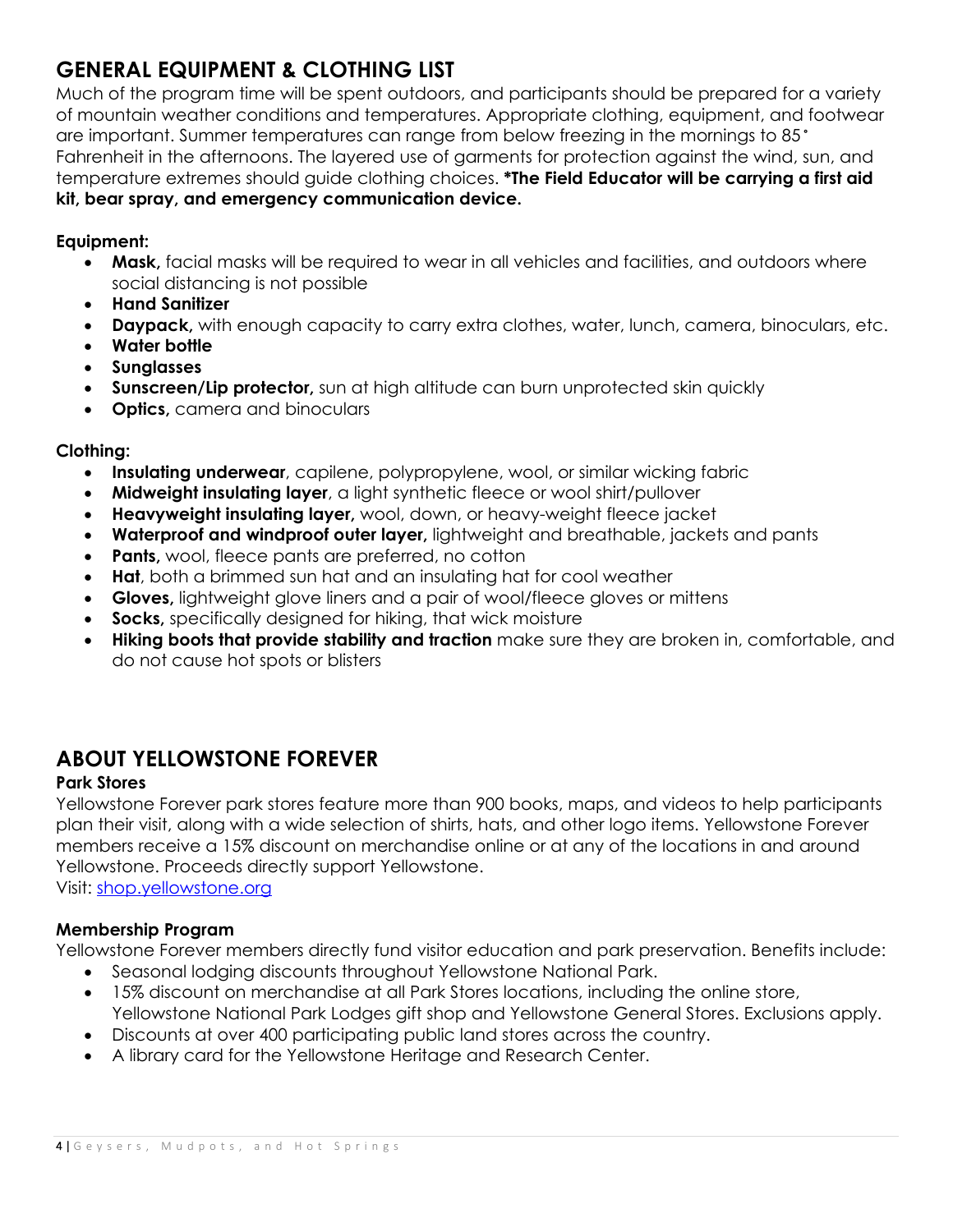## GENERAL EQUIPMENT & CLOTHING LIST

Much of the program time will be spent outdoors, and participants should be prepared for a variety of mountain weather conditions and temperatures. Appropriate clothing, equipment, and footwear are important. Summer temperatures can range from below freezing in the mornings to 85˚ Fahrenheit in the afternoons. The layered use of garments for protection against the wind, sun, and temperature extremes should guide clothing choices. ***The Field Educator will be carrying a first aid kit, bear spray, and emergency communication device.**

**Equipment:**

- **Mask,** facial masks will be required to wear in all vehicles and facilities, and outdoors where social distancing is not possible
- **Hand Sanitizer**
- **Daypack,** with enough capacity to carry extra clothes, water, lunch, camera, binoculars, etc.
- **Water bottle**
- **Sunglasses**
- **Sunscreen/Lip protector,** sun at high altitude can burn unprotected skin quickly
- **Optics,** camera and binoculars

**Clothing:**

- **Insulating underwear**, capilene, polypropylene, wool, or similar wicking fabric
- **Midweight insulating layer**, a light synthetic fleece or wool shirt/pullover
- **Heavyweight insulating layer,** wool, down, or heavy-weight fleece jacket
- **Waterproof and windproof outer layer,** lightweight and breathable, jackets and pants
- **Pants,** wool, fleece pants are preferred, no cotton
- **Hat**, both a brimmed sun hat and an insulating hat for cool weather
- **Gloves,** lightweight glove liners and a pair of wool/fleece gloves or mittens
- **Socks,** specifically designed for hiking, that wick moisture
- **Hiking boots that provide stability and traction** make sure they are broken in, comfortable, and do not cause hot spots or blisters

## ABOUT YELLOWSTONE FOREVER

**Park Stores**

Yellowstone Forever park stores feature more than 900 books, maps, and videos to help participants plan their visit, along with a wide selection of shirts, hats, and other logo items. Yellowstone Forever members receive a 15% discount on merchandise online or at any of the locations in and around Yellowstone. Proceeds directly support Yellowstone.
Visit: shop.yellowstone.org

**Membership Program**

Yellowstone Forever members directly fund visitor education and park preservation. Benefits include:

- Seasonal lodging discounts throughout Yellowstone National Park.
- 15% discount on merchandise at all Park Stores locations, including the online store, Yellowstone National Park Lodges gift shop and Yellowstone General Stores. Exclusions apply.
- Discounts at over 400 participating public land stores across the country.
- A library card for the Yellowstone Heritage and Research Center.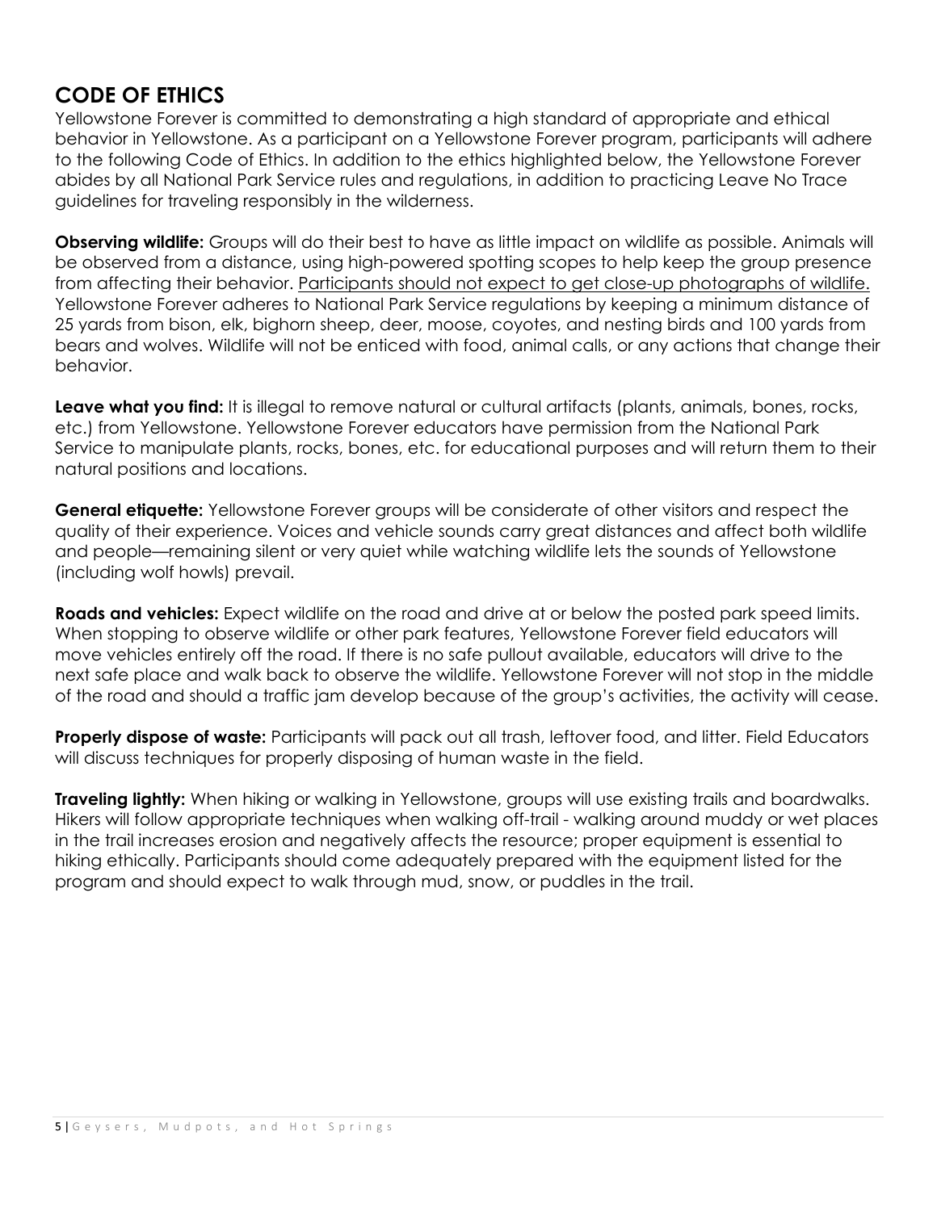## CODE OF ETHICS

Yellowstone Forever is committed to demonstrating a high standard of appropriate and ethical behavior in Yellowstone. As a participant on a Yellowstone Forever program, participants will adhere to the following Code of Ethics. In addition to the ethics highlighted below, the Yellowstone Forever abides by all National Park Service rules and regulations, in addition to practicing Leave No Trace guidelines for traveling responsibly in the wilderness.

**Observing wildlife:** Groups will do their best to have as little impact on wildlife as possible. Animals will be observed from a distance, using high-powered spotting scopes to help keep the group presence from affecting their behavior. <u>Participants should not expect to get close-up photographs of wildlife.</u> Yellowstone Forever adheres to National Park Service regulations by keeping a minimum distance of 25 yards from bison, elk, bighorn sheep, deer, moose, coyotes, and nesting birds and 100 yards from bears and wolves. Wildlife will not be enticed with food, animal calls, or any actions that change their behavior.

**Leave what you find:** It is illegal to remove natural or cultural artifacts (plants, animals, bones, rocks, etc.) from Yellowstone. Yellowstone Forever educators have permission from the National Park Service to manipulate plants, rocks, bones, etc. for educational purposes and will return them to their natural positions and locations.

**General etiquette:** Yellowstone Forever groups will be considerate of other visitors and respect the quality of their experience. Voices and vehicle sounds carry great distances and affect both wildlife and people—remaining silent or very quiet while watching wildlife lets the sounds of Yellowstone (including wolf howls) prevail.

**Roads and vehicles:** Expect wildlife on the road and drive at or below the posted park speed limits. When stopping to observe wildlife or other park features, Yellowstone Forever field educators will move vehicles entirely off the road. If there is no safe pullout available, educators will drive to the next safe place and walk back to observe the wildlife. Yellowstone Forever will not stop in the middle of the road and should a traffic jam develop because of the group's activities, the activity will cease.

**Properly dispose of waste:** Participants will pack out all trash, leftover food, and litter. Field Educators will discuss techniques for properly disposing of human waste in the field.

**Traveling lightly:** When hiking or walking in Yellowstone, groups will use existing trails and boardwalks. Hikers will follow appropriate techniques when walking off-trail - walking around muddy or wet places in the trail increases erosion and negatively affects the resource; proper equipment is essential to hiking ethically. Participants should come adequately prepared with the equipment listed for the program and should expect to walk through mud, snow, or puddles in the trail.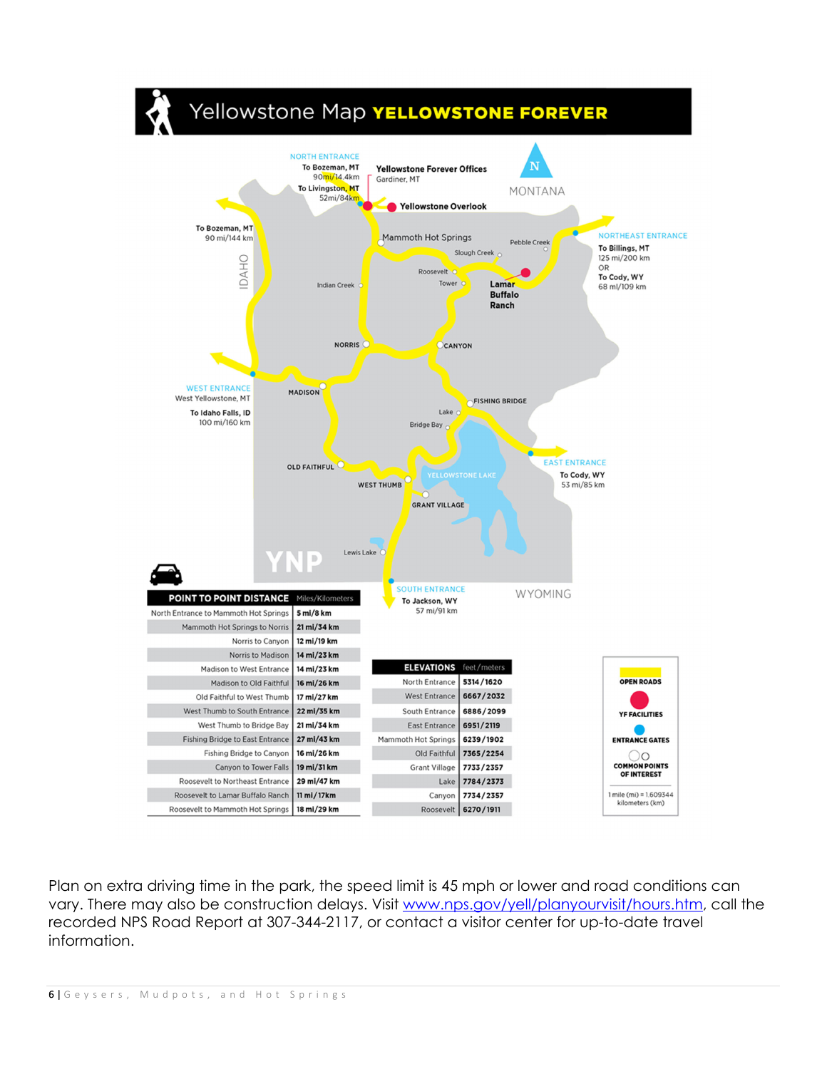# Yellowstone Map YELLOWSTONE FOREVER

NORTH ENTRANCE
To Bozeman, MT
90mi/14.4km
To Livingston, MT
52mi/84km

Yellowstone Forever Offices
Gardiner, MT

Yellowstone Overlook

N
MONTANA

To Bozeman, MT
90 mi/144 km

IDAHO

Mammoth Hot Springs
Pebble Creek
Slough Creek
NORTHEAST ENTRANCE
To Billings, MT
125 mi/200 km
OR
To Cody, WY
68 mi/109 km

Roosevelt
Tower
Indian Creek
Lamar Buffalo Ranch

NORRIS
CANYON

WEST ENTRANCE
West Yellowstone, MT
To Idaho Falls, ID
100 mi/160 km

MADISON
FISHING BRIDGE
Lake
Bridge Bay

EAST ENTRANCE
To Cody, WY
53 mi/85 km

OLD FAITHFUL
WEST THUMB
YELLOWSTONE LAKE
GRANT VILLAGE

Lewis Lake
YNP

SOUTH ENTRANCE
To Jackson, WY
57 mi/91 km

WYOMING

| POINT TO POINT DISTANCE | Miles/Kilometers |
|---|---|
| North Entrance to Mammoth Hot Springs | 5 mi/8 km |
| Mammoth Hot Springs to Norris | 21 mi/34 km |
| Norris to Canyon | 12 mi/19 km |
| Norris to Madison | 14 mi/23 km |
| Madison to West Entrance | 14 mi/23 km |
| Madison to Old Faithful | 16 mi/26 km |
| Old Faithful to West Thumb | 17 mi/27 km |
| West Thumb to South Entrance | 22 mi/35 km |
| West Thumb to Bridge Bay | 21 mi/34 km |
| Fishing Bridge to East Entrance | 27 mi/43 km |
| Fishing Bridge to Canyon | 16 mi/26 km |
| Canyon to Tower Falls | 19 mi/31 km |
| Roosevelt to Northeast Entrance | 29 mi/47 km |
| Roosevelt to Lamar Buffalo Ranch | 11 mi/17km |
| Roosevelt to Mammoth Hot Springs | 18 mi/29 km |

| ELEVATIONS | feet/meters |
|---|---|
| North Entrance | 5314/1620 |
| West Entrance | 6667/2032 |
| South Entrance | 6886/2099 |
| East Entrance | 6951/2119 |
| Mammoth Hot Springs | 6239/1902 |
| Old Faithful | 7365/2254 |
| Grant Village | 7733/2357 |
| Lake | 7784/2373 |
| Canyon | 7734/2357 |
| Roosevelt | 6270/1911 |

OPEN ROADS
YF FACILITIES
ENTRANCE GATES
COMMON POINTS OF INTEREST

1 mile (mi) = 1.609344 kilometers (km)

Plan on extra driving time in the park, the speed limit is 45 mph or lower and road conditions can vary. There may also be construction delays. Visit [www.nps.gov/yell/planyourvisit/hours.htm](http://www.nps.gov/yell/planyourvisit/hours.htm), call the recorded NPS Road Report at 307-344-2117, or contact a visitor center for up-to-date travel information.